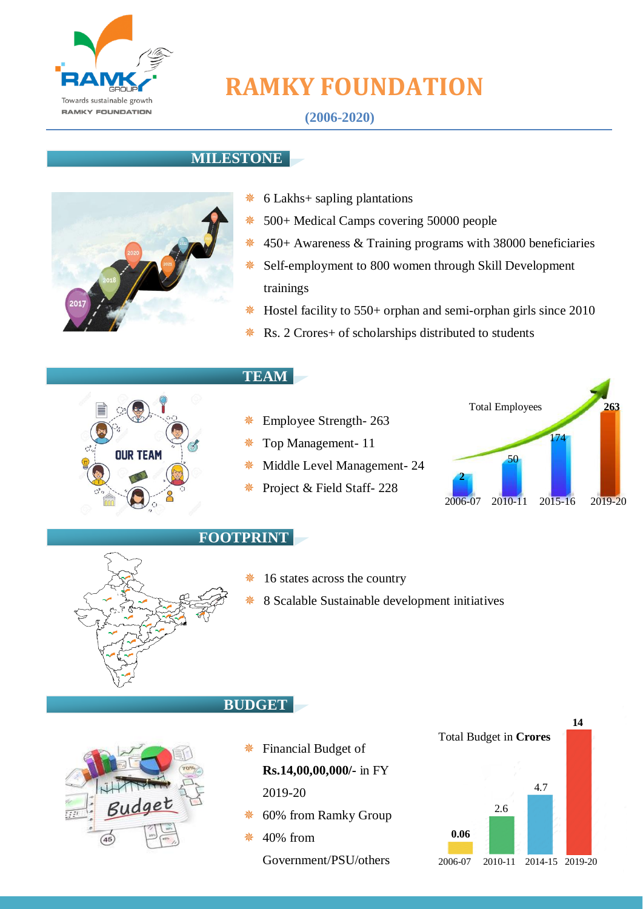# RAMKY FOUNDATION

**(2006-2020)**

## MILESTONE

- 6 Lakhs+ sapling plantations
- 500+ Medical Camps covering 50000 people
- 450+ Awareness & Training programs with 38000 beneficiaries
- Self-employment to 800 women through Skill Development trainings
- Hostel facility to 550+ orphan and semi-orphan girls since 2010
- Rs. 2 Crores+ of scholarships distributed to students

## TEAM

- Employee Strength- 263
- Top Management- 11
- Middle Level Management- 24
- Project & Field Staff- 228

Total Employees

| Year | Total Employees |
| --- | --- |
| 2006-07 | 2 |
| 2010-11 | 50 |
| 2015-16 | 174 |
| 2019-20 | 263 |

## FOOTPRINT

- 16 states across the country
- 8 Scalable Sustainable development initiatives

## BUDGET

- Financial Budget of **Rs.14,00,00,000/-** in FY 2019-20
- 60% from Ramky Group
- 40% from Government/PSU/others

Total Budget in **Crores**

| Year | Total Budget (Crores) |
| --- | --- |
| 2006-07 | 0.06 |
| 2010-11 | 2.6 |
| 2014-15 | 4.7 |
| 2019-20 | 14 |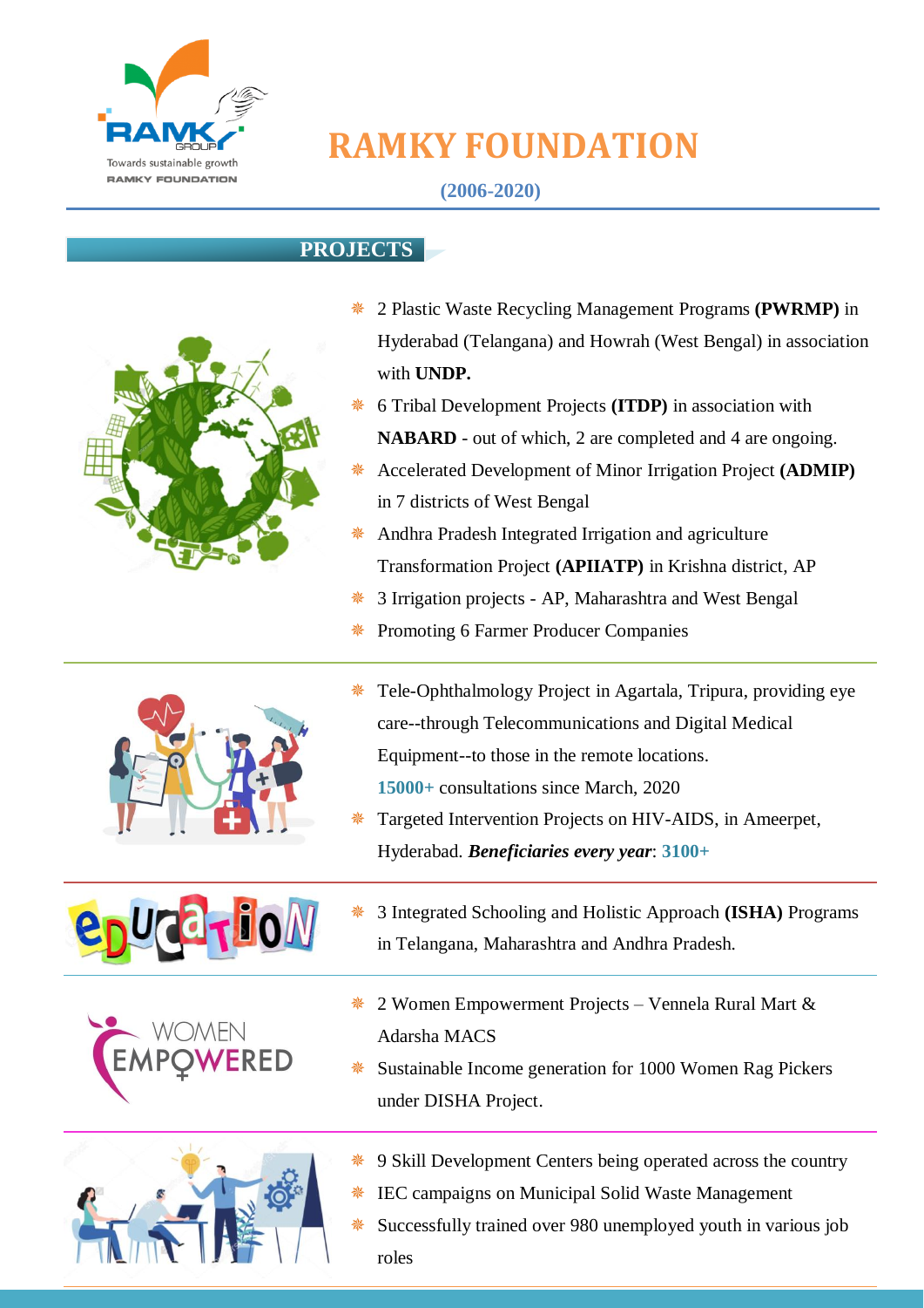# RAMKY FOUNDATION

**(2006-2020)**

## PROJECTS

- 2 Plastic Waste Recycling Management Programs **(PWRMP)** in Hyderabad (Telangana) and Howrah (West Bengal) in association with **UNDP.**
- 6 Tribal Development Projects **(ITDP)** in association with **NABARD** - out of which, 2 are completed and 4 are ongoing.
- Accelerated Development of Minor Irrigation Project **(ADMIP)** in 7 districts of West Bengal
- Andhra Pradesh Integrated Irrigation and agriculture Transformation Project **(APIIATP)** in Krishna district, AP
- 3 Irrigation projects - AP, Maharashtra and West Bengal
- Promoting 6 Farmer Producer Companies

---

- Tele-Ophthalmology Project in Agartala, Tripura, providing eye care--through Telecommunications and Digital Medical Equipment--to those in the remote locations. **15000+** consultations since March, 2020
- Targeted Intervention Projects on HIV-AIDS, in Ameerpet, Hyderabad. ***Beneficiaries every year***: **3100+**

---

- 3 Integrated Schooling and Holistic Approach **(ISHA)** Programs in Telangana, Maharashtra and Andhra Pradesh.

---

- 2 Women Empowerment Projects – Vennela Rural Mart & Adarsha MACS
- Sustainable Income generation for 1000 Women Rag Pickers under DISHA Project.

---

- 9 Skill Development Centers being operated across the country
- IEC campaigns on Municipal Solid Waste Management
- Successfully trained over 980 unemployed youth in various job roles